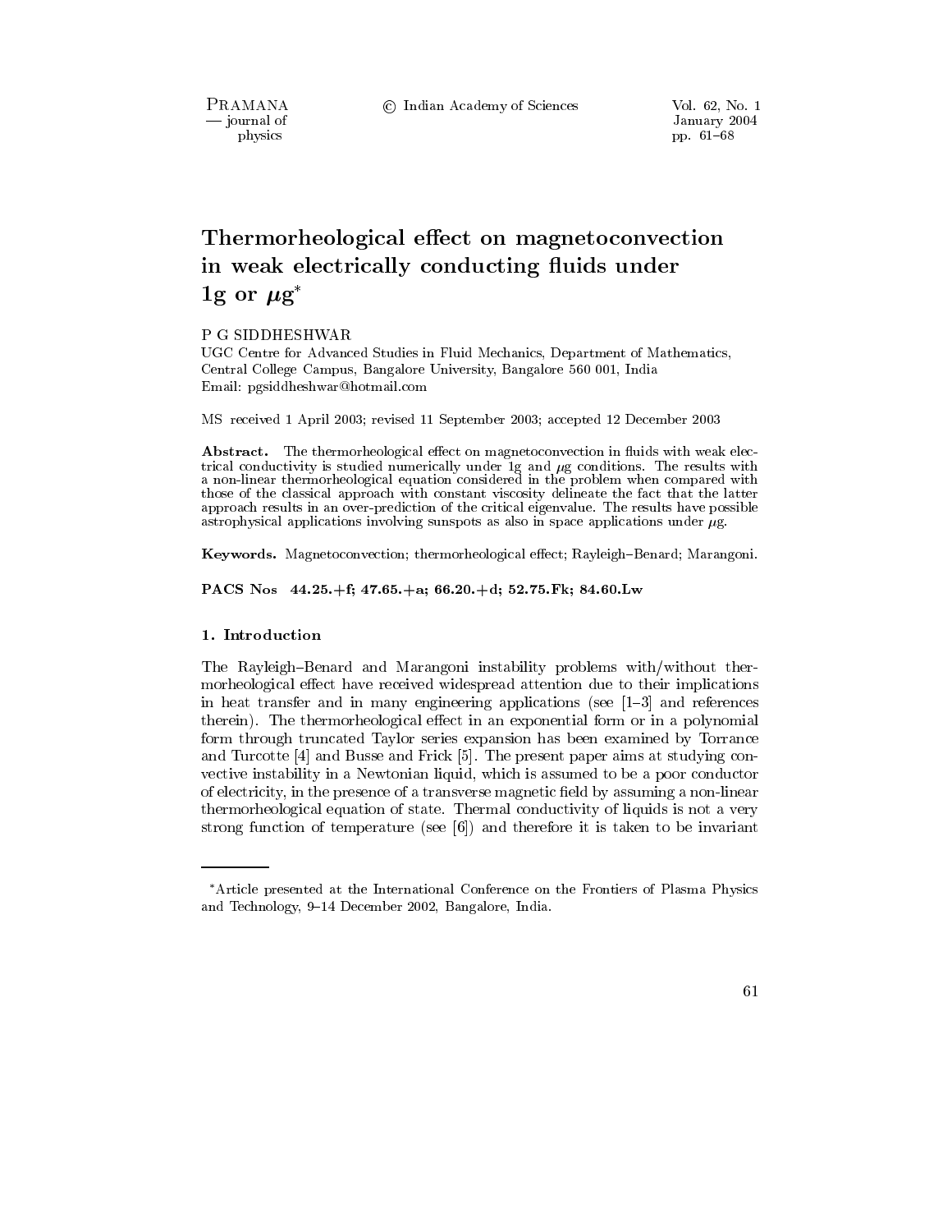# Thermorheological effect on magnetoconvection in weak electrically conducting fluids under 1g or $\mu$g*

P G SIDDHESHWAR

UGC Centre for Advanced Studies in Fluid Mechanics, Department of Mathematics, Central College Campus, Bangalore University, Bangalore 560 001, India

Email: pgsiddheshwar@hotmail.com

MS received 1 April 2003; revised 11 September 2003; accepted 12 December 2003

**Abstract.** The thermorheological effect on magnetoconvection in fluids with weak electrical conductivity is studied numerically under 1g and $\mu$g conditions. The results with a non-linear thermorheological equation considered in the problem when compared with those of the classical approach with constant viscosity delineate the fact that the latter approach results in an over-prediction of the critical eigenvalue. The results have possible astrophysical applications involving sunspots as also in space applications under $\mu$g.

**Keywords.** Magnetoconvection; thermorheological effect; Rayleigh–Benard; Marangoni.

**PACS Nos** 44.25.+f; 47.65.+a; 66.20.+d; 52.75.Fk; 84.60.Lw

## 1. Introduction

The Rayleigh–Benard and Marangoni instability problems with/without thermorheological effect have received widespread attention due to their implications in heat transfer and in many engineering applications (see [1–3] and references therein). The thermorheological effect in an exponential form or in a polynomial form through truncated Taylor series expansion has been examined by Torrance and Turcotte [4] and Busse and Frick [5]. The present paper aims at studying convective instability in a Newtonian liquid, which is assumed to be a poor conductor of electricity, in the presence of a transverse magnetic field by assuming a non-linear thermorheological equation of state. Thermal conductivity of liquids is not a very strong function of temperature (see [6]) and therefore it is taken to be invariant

*Article presented at the International Conference on the Frontiers of Plasma Physics and Technology, 9–14 December 2002, Bangalore, India.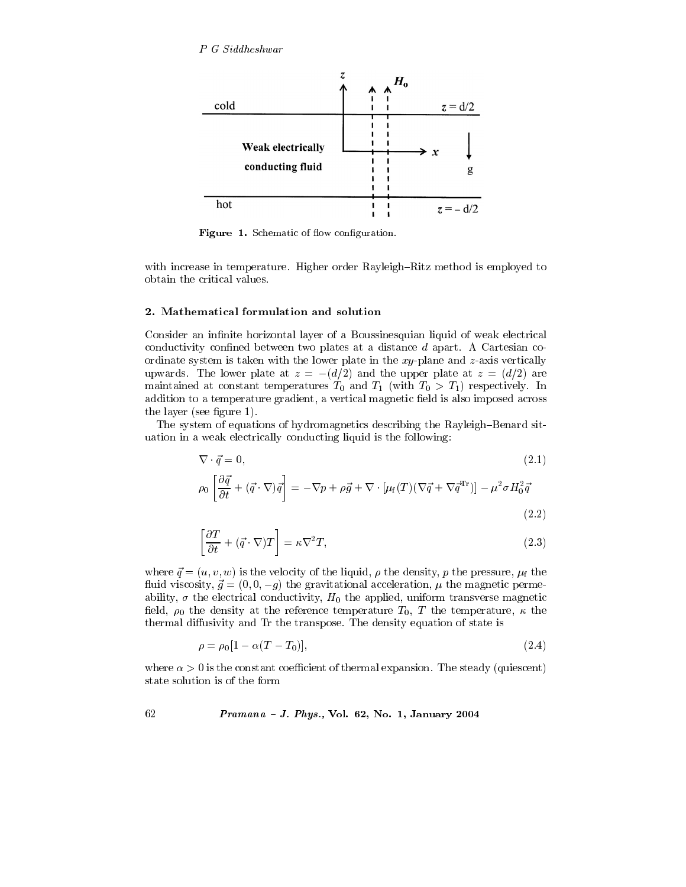cold

hot

Weak electrically conducting fluid

$z = d/2$

$z = -d/2$

$H_0$

$z$

$x$

g

**Figure 1.** Schematic of flow configuration.

with increase in temperature. Higher order Rayleigh–Ritz method is employed to obtain the critical values.

## 2. Mathematical formulation and solution

Consider an infinite horizontal layer of a Boussinesquian liquid of weak electrical conductivity confined between two plates at a distance $d$ apart. A Cartesian co-ordinate system is taken with the lower plate in the $xy$-plane and $z$-axis vertically upwards. The lower plate at $z = -(d/2)$ and the upper plate at $z = (d/2)$ are maintained at constant temperatures $T_0$ and $T_1$ (with $T_0 > T_1$) respectively. In addition to a temperature gradient, a vertical magnetic field is also imposed across the layer (see figure 1).

The system of equations of hydromagnetics describing the Rayleigh–Benard situation in a weak electrically conducting liquid is the following:

$$\nabla \cdot \vec{q} = 0, \tag{2.1}$$

$$\rho_0 \left[ \frac{\partial \vec{q}}{\partial t} + (\vec{q} \cdot \nabla)\vec{q} \right] = -\nabla p + \rho \vec{g} + \nabla \cdot [\mu_{\mathrm{f}}(T)(\nabla \vec{q} + \nabla \vec{q}^{\,\mathrm{Tr}})] - \mu^2 \sigma H_0^2 \vec{q} \tag{2.2}$$

$$\left[ \frac{\partial T}{\partial t} + (\vec{q} \cdot \nabla)T \right] = \kappa \nabla^2 T, \tag{2.3}$$

where $\vec{q} = (u, v, w)$ is the velocity of the liquid, $\rho$ the density, $p$ the pressure, $\mu_{\mathrm{f}}$ the fluid viscosity, $\vec{g} = (0, 0, -g)$ the gravitational acceleration, $\mu$ the magnetic permeability, $\sigma$ the electrical conductivity, $H_0$ the applied, uniform transverse magnetic field, $\rho_0$ the density at the reference temperature $T_0$, $T$ the temperature, $\kappa$ the thermal diffusivity and Tr the transpose. The density equation of state is

$$\rho = \rho_0[1 - \alpha(T - T_0)], \tag{2.4}$$

where $\alpha > 0$ is the constant coefficient of thermal expansion. The steady (quiescent) state solution is of the form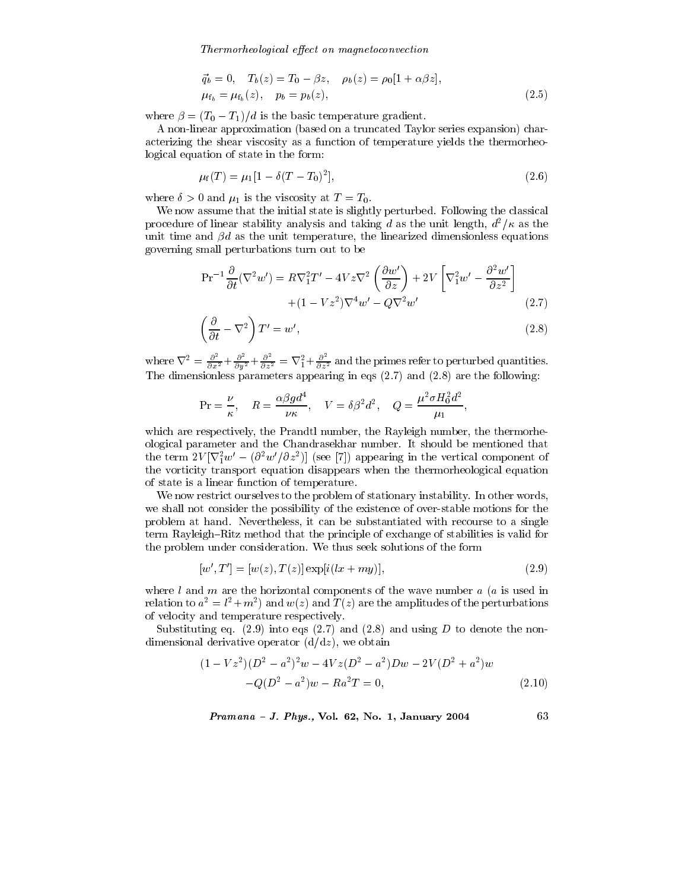$$
\begin{aligned}
&\vec{q}_b = 0, \quad T_b(z) = T_0 - \beta z, \quad \rho_b(z) = \rho_0[1 + \alpha\beta z], \\
&\mu_{f_b} = \mu_{f_b}(z), \quad p_b = p_b(z),
\end{aligned} \tag{2.5}
$$

where $\beta = (T_0 - T_1)/d$ is the basic temperature gradient.

A non-linear approximation (based on a truncated Taylor series expansion) characterizing the shear viscosity as a function of temperature yields the thermorheological equation of state in the form:

$$
\mu_f(T) = \mu_1[1 - \delta(T - T_0)^2], \tag{2.6}
$$

where $\delta > 0$ and $\mu_1$ is the viscosity at $T = T_0$.

We now assume that the initial state is slightly perturbed. Following the classical procedure of linear stability analysis and taking $d$ as the unit length, $d^2/\kappa$ as the unit time and $\beta d$ as the unit temperature, the linearized dimensionless equations governing small perturbations turn out to be

$$
\begin{aligned}
\mathrm{Pr}^{-1}\frac{\partial}{\partial t}(\nabla^2 w') = {} & R\nabla_1^2 T' - 4Vz\nabla^2\left(\frac{\partial w'}{\partial z}\right) + 2V\left[\nabla_1^2 w' - \frac{\partial^2 w'}{\partial z^2}\right] \\
& + (1 - Vz^2)\nabla^4 w' - Q\nabla^2 w'
\end{aligned} \tag{2.7}
$$

$$
\left(\frac{\partial}{\partial t} - \nabla^2\right) T' = w', \tag{2.8}
$$

where $\nabla^2 = \frac{\partial^2}{\partial x^2} + \frac{\partial^2}{\partial y^2} + \frac{\partial^2}{\partial z^2} = \nabla_1^2 + \frac{\partial^2}{\partial z^2}$ and the primes refer to perturbed quantities. The dimensionless parameters appearing in eqs (2.7) and (2.8) are the following:

$$
\mathrm{Pr} = \frac{\nu}{\kappa}, \quad R = \frac{\alpha\beta g d^4}{\nu\kappa}, \quad V = \delta\beta^2 d^2, \quad Q = \frac{\mu^2\sigma H_0^2 d^2}{\mu_1},
$$

which are respectively, the Prandtl number, the Rayleigh number, the thermorheological parameter and the Chandrasekhar number. It should be mentioned that the term $2V[\nabla_1^2 w' - (\partial^2 w'/\partial z^2)]$ (see [7]) appearing in the vertical component of the vorticity transport equation disappears when the thermorheological equation of state is a linear function of temperature.

We now restrict ourselves to the problem of stationary instability. In other words, we shall not consider the possibility of the existence of over-stable motions for the problem at hand. Nevertheless, it can be substantiated with recourse to a single term Rayleigh–Ritz method that the principle of exchange of stabilities is valid for the problem under consideration. We thus seek solutions of the form

$$
[w', T'] = [w(z), T(z)]\exp[i(lx + my)], \tag{2.9}
$$

where $l$ and $m$ are the horizontal components of the wave number $a$ ($a$ is used in relation to $a^2 = l^2 + m^2$) and $w(z)$ and $T(z)$ are the amplitudes of the perturbations of velocity and temperature respectively.

Substituting eq. (2.9) into eqs (2.7) and (2.8) and using $D$ to denote the non-dimensional derivative operator $(\mathrm{d}/\mathrm{d}z)$, we obtain

$$
\begin{aligned}
&(1 - Vz^2)(D^2 - a^2)^2 w - 4Vz(D^2 - a^2)Dw - 2V(D^2 + a^2)w \\
&\quad - Q(D^2 - a^2)w - Ra^2 T = 0,
\end{aligned} \tag{2.10}
$$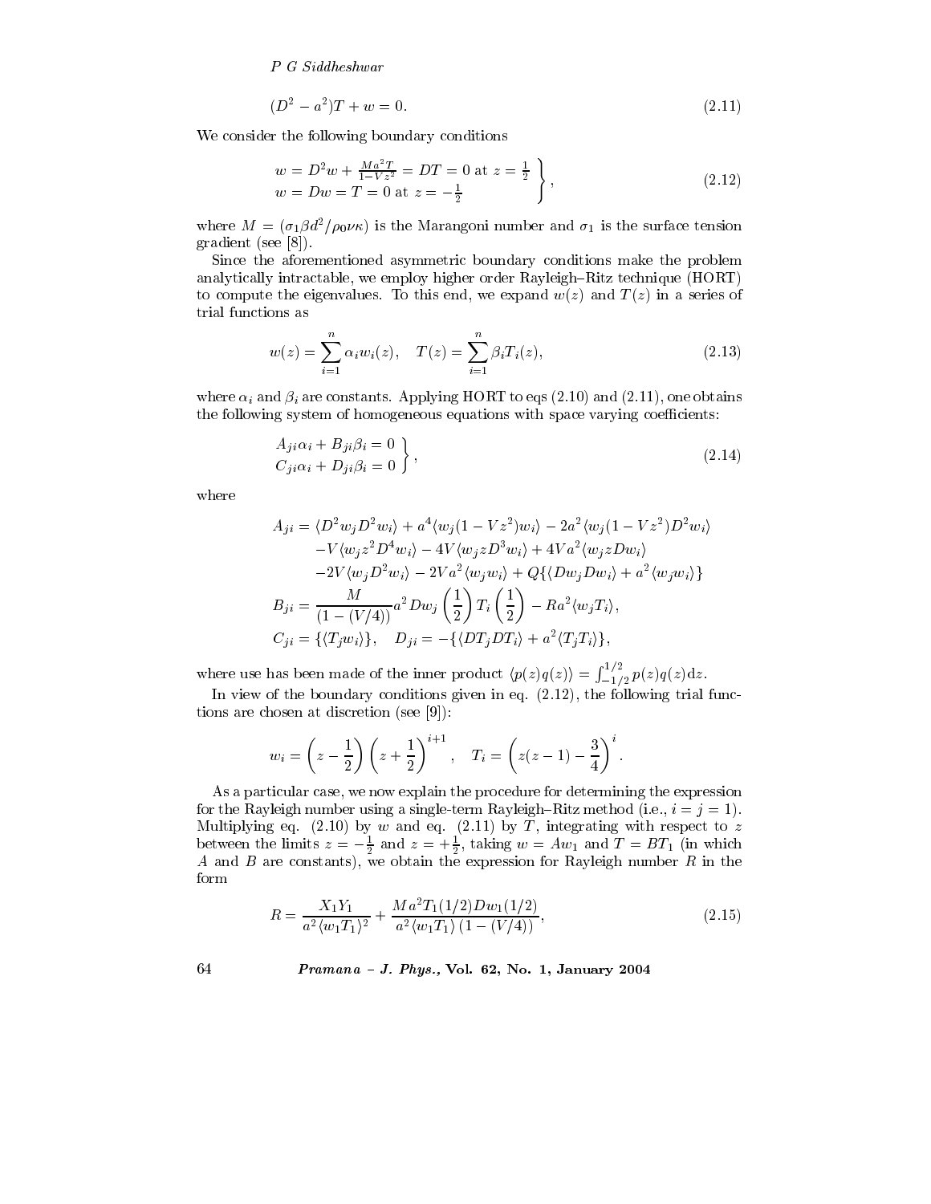$$(D^2 - a^2)T + w = 0. \tag{2.11}$$

We consider the following boundary conditions

$$\left.\begin{array}{l} w = D^2 w + \frac{Ma^2 T}{1 - Vz^2} = DT = 0 \text{ at } z = \frac{1}{2} \\ w = Dw = T = 0 \text{ at } z = -\frac{1}{2} \end{array}\right\}, \tag{2.12}$$

where $M = (\sigma_1 \beta d^2 / \rho_0 \nu \kappa)$ is the Marangoni number and $\sigma_1$ is the surface tension gradient (see [8]).

Since the aforementioned asymmetric boundary conditions make the problem analytically intractable, we employ higher order Rayleigh–Ritz technique (HORT) to compute the eigenvalues. To this end, we expand $w(z)$ and $T(z)$ in a series of trial functions as

$$w(z) = \sum_{i=1}^{n} \alpha_i w_i(z), \quad T(z) = \sum_{i=1}^{n} \beta_i T_i(z), \tag{2.13}$$

where $\alpha_i$ and $\beta_i$ are constants. Applying HORT to eqs (2.10) and (2.11), one obtains the following system of homogeneous equations with space varying coefficients:

$$\left.\begin{array}{l} A_{ji}\alpha_i + B_{ji}\beta_i = 0 \\ C_{ji}\alpha_i + D_{ji}\beta_i = 0 \end{array}\right\}, \tag{2.14}$$

where

$$\begin{aligned} A_{ji} &= \langle D^2 w_j D^2 w_i \rangle + a^4 \langle w_j (1 - Vz^2) w_i \rangle - 2a^2 \langle w_j (1 - Vz^2) D^2 w_i \rangle \\ &\quad - V \langle w_j z^2 D^4 w_i \rangle - 4V \langle w_j z D^3 w_i \rangle + 4Va^2 \langle w_j z D w_i \rangle \\ &\quad - 2V \langle w_j D^2 w_i \rangle - 2Va^2 \langle w_j w_i \rangle + Q\{\langle Dw_j Dw_i \rangle + a^2 \langle w_j w_i \rangle\} \\ B_{ji} &= \frac{M}{(1 - (V/4))} a^2 Dw_j \left(\frac{1}{2}\right) T_i \left(\frac{1}{2}\right) - Ra^2 \langle w_j T_i \rangle, \\ C_{ji} &= \{\langle T_j w_i \rangle\}, \quad D_{ji} = -\{\langle DT_j DT_i \rangle + a^2 \langle T_j T_i \rangle\}, \end{aligned}$$

where use has been made of the inner product $\langle p(z) q(z) \rangle = \int_{-1/2}^{1/2} p(z) q(z) \mathrm{d}z$.

In view of the boundary conditions given in eq. (2.12), the following trial functions are chosen at discretion (see [9]):

$$w_i = \left(z - \frac{1}{2}\right)\left(z + \frac{1}{2}\right)^{i+1}, \quad T_i = \left(z(z-1) - \frac{3}{4}\right)^i.$$

As a particular case, we now explain the procedure for determining the expression for the Rayleigh number using a single-term Rayleigh–Ritz method (i.e., $i = j = 1$). Multiplying eq. (2.10) by $w$ and eq. (2.11) by $T$, integrating with respect to $z$ between the limits $z = -\frac{1}{2}$ and $z = +\frac{1}{2}$, taking $w = Aw_1$ and $T = BT_1$ (in which $A$ and $B$ are constants), we obtain the expression for Rayleigh number $R$ in the form

$$R = \frac{X_1 Y_1}{a^2 \langle w_1 T_1 \rangle^2} + \frac{Ma^2 T_1(1/2) Dw_1(1/2)}{a^2 \langle w_1 T_1 \rangle (1 - (V/4))}, \tag{2.15}$$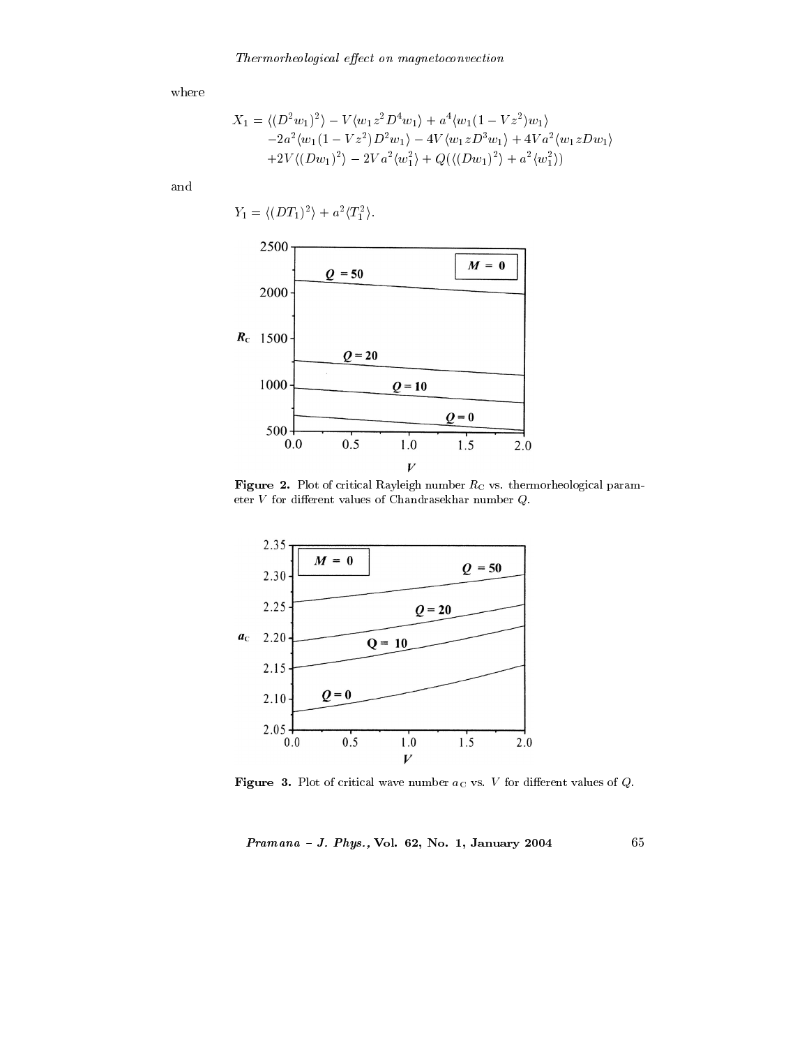where

$$X_1 = \langle (D^2 w_1)^2 \rangle - V \langle w_1 z^2 D^4 w_1 \rangle + a^4 \langle w_1 (1 - V z^2) w_1 \rangle$$
$$-2a^2 \langle w_1 (1 - V z^2) D^2 w_1 \rangle - 4V \langle w_1 z D^3 w_1 \rangle + 4V a^2 \langle w_1 z D w_1 \rangle$$
$$+2V \langle (D w_1)^2 \rangle - 2V a^2 \langle w_1^2 \rangle + Q(\langle (D w_1)^2 \rangle + a^2 \langle w_1^2 \rangle)$$

and

$$Y_1 = \langle (DT_1)^2 \rangle + a^2 \langle T_1^2 \rangle.$$

M = 0

Q = 50

Q = 20

Q = 10

Q = 0

$R_C$

2500

2000

1500

1000

500

0.0 0.5 1.0 1.5 2.0

$V$

**Figure 2.** Plot of critical Rayleigh number $R_C$ vs. thermorheological parameter $V$ for different values of Chandrasekhar number $Q$.

M = 0

Q = 50

Q = 20

Q = 10

Q = 0

$a_C$

2.35

2.30

2.25

2.20

2.15

2.10

2.05

0.0 0.5 1.0 1.5 2.0

$V$

**Figure 3.** Plot of critical wave number $a_C$ vs. $V$ for different values of $Q$.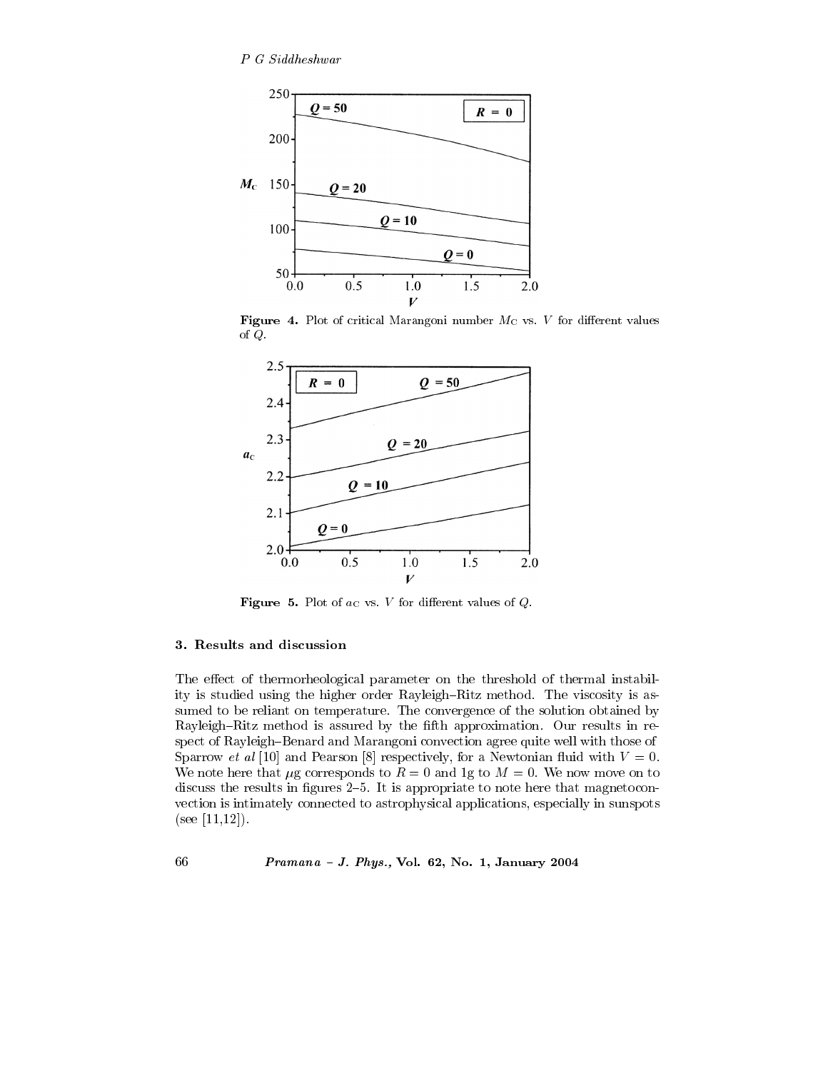250
200
$M_c$ 150
100
50
0.0 0.5 1.0 1.5 2.0
$V$

$Q = 50$
$Q = 20$
$Q = 10$
$Q = 0$
$R = 0$

**Figure 4.** Plot of critical Marangoni number $M_C$ vs. $V$ for different values of $Q$.

2.5
2.4
2.3
$a_c$
2.2
2.1
2.0
0.0 0.5 1.0 1.5 2.0
$V$

$R = 0$
$Q = 50$
$Q = 20$
$Q = 10$
$Q = 0$

**Figure 5.** Plot of $a_C$ vs. $V$ for different values of $Q$.

## 3. Results and discussion

The effect of thermorheological parameter on the threshold of thermal instability is studied using the higher order Rayleigh–Ritz method. The viscosity is assumed to be reliant on temperature. The convergence of the solution obtained by Rayleigh–Ritz method is assured by the fifth approximation. Our results in respect of Rayleigh–Benard and Marangoni convection agree quite well with those of Sparrow *et al* [10] and Pearson [8] respectively, for a Newtonian fluid with $V = 0$. We note here that $\mu$g corresponds to $R = 0$ and 1g to $M = 0$. We now move on to discuss the results in figures 2–5. It is appropriate to note here that magnetoconvection is intimately connected to astrophysical applications, especially in sunspots (see [11,12]).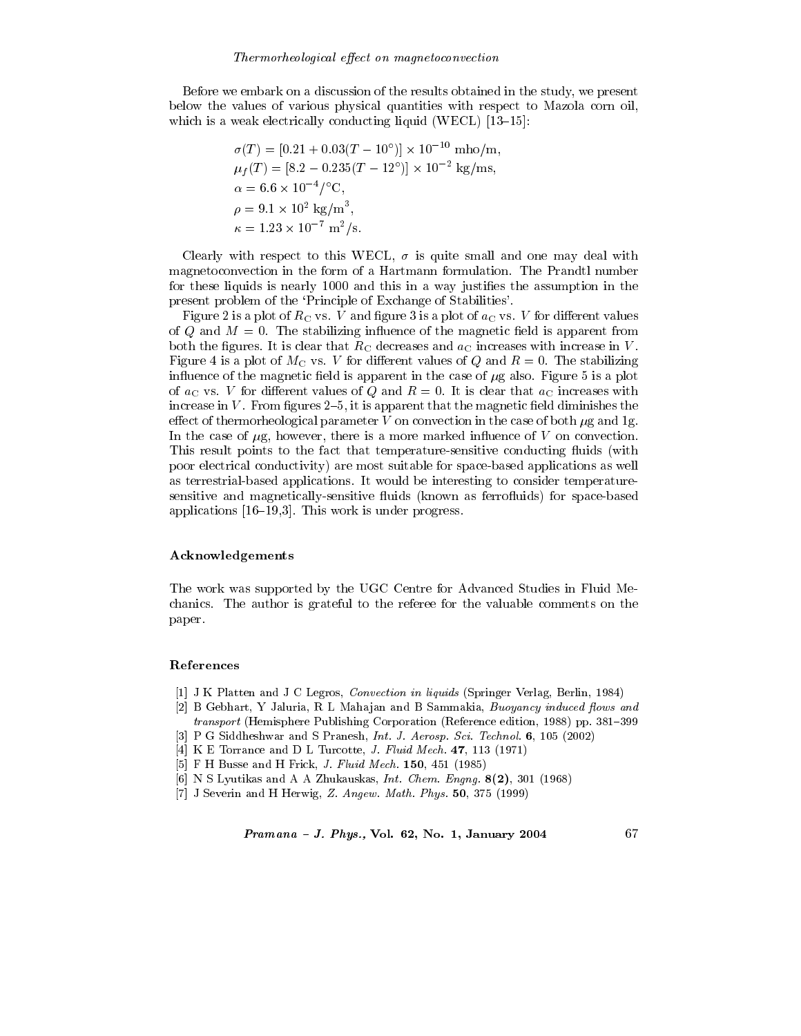Before we embark on a discussion of the results obtained in the study, we present below the values of various physical quantities with respect to Mazola corn oil, which is a weak electrically conducting liquid (WECL) [13–15]:

$$
\begin{aligned}
\sigma(T) &= [0.21 + 0.03(T - 10^\circ)] \times 10^{-10} \text{ mho/m}, \\
\mu_f(T) &= [8.2 - 0.235(T - 12^\circ)] \times 10^{-2} \text{ kg/ms}, \\
\alpha &= 6.6 \times 10^{-4}/^\circ\text{C}, \\
\rho &= 9.1 \times 10^{2} \text{ kg/m}^3, \\
\kappa &= 1.23 \times 10^{-7} \text{ m}^2/\text{s}.
\end{aligned}
$$

Clearly with respect to this WECL, $\sigma$ is quite small and one may deal with magnetoconvection in the form of a Hartmann formulation. The Prandtl number for these liquids is nearly 1000 and this in a way justifies the assumption in the present problem of the 'Principle of Exchange of Stabilities'.

Figure 2 is a plot of $R_C$ vs. $V$ and figure 3 is a plot of $a_C$ vs. $V$ for different values of $Q$ and $M = 0$. The stabilizing influence of the magnetic field is apparent from both the figures. It is clear that $R_C$ decreases and $a_C$ increases with increase in $V$. Figure 4 is a plot of $M_C$ vs. $V$ for different values of $Q$ and $R = 0$. The stabilizing influence of the magnetic field is apparent in the case of $\mu$g also. Figure 5 is a plot of $a_C$ vs. $V$ for different values of $Q$ and $R = 0$. It is clear that $a_C$ increases with increase in $V$. From figures 2–5, it is apparent that the magnetic field diminishes the effect of thermorheological parameter $V$ on convection in the case of both $\mu$g and 1g. In the case of $\mu$g, however, there is a more marked influence of $V$ on convection. This result points to the fact that temperature-sensitive conducting fluids (with poor electrical conductivity) are most suitable for space-based applications as well as terrestrial-based applications. It would be interesting to consider temperature-sensitive and magnetically-sensitive fluids (known as ferrofluids) for space-based applications [16–19,3]. This work is under progress.

## Acknowledgements

The work was supported by the UGC Centre for Advanced Studies in Fluid Mechanics. The author is grateful to the referee for the valuable comments on the paper.

## References

[1] J K Platten and J C Legros, *Convection in liquids* (Springer Verlag, Berlin, 1984)

[2] B Gebhart, Y Jaluria, R L Mahajan and B Sammakia, *Buoyancy induced flows and transport* (Hemisphere Publishing Corporation (Reference edition, 1988) pp. 381–399

[3] P G Siddheshwar and S Pranesh, *Int. J. Aerosp. Sci. Technol.* **6**, 105 (2002)

[4] K E Torrance and D L Turcotte, *J. Fluid Mech.* **47**, 113 (1971)

[5] F H Busse and H Frick, *J. Fluid Mech.* **150**, 451 (1985)

[6] N S Lyutikas and A A Zhukauskas, *Int. Chem. Engng.* **8(2)**, 301 (1968)

[7] J Severin and H Herwig, *Z. Angew. Math. Phys.* **50**, 375 (1999)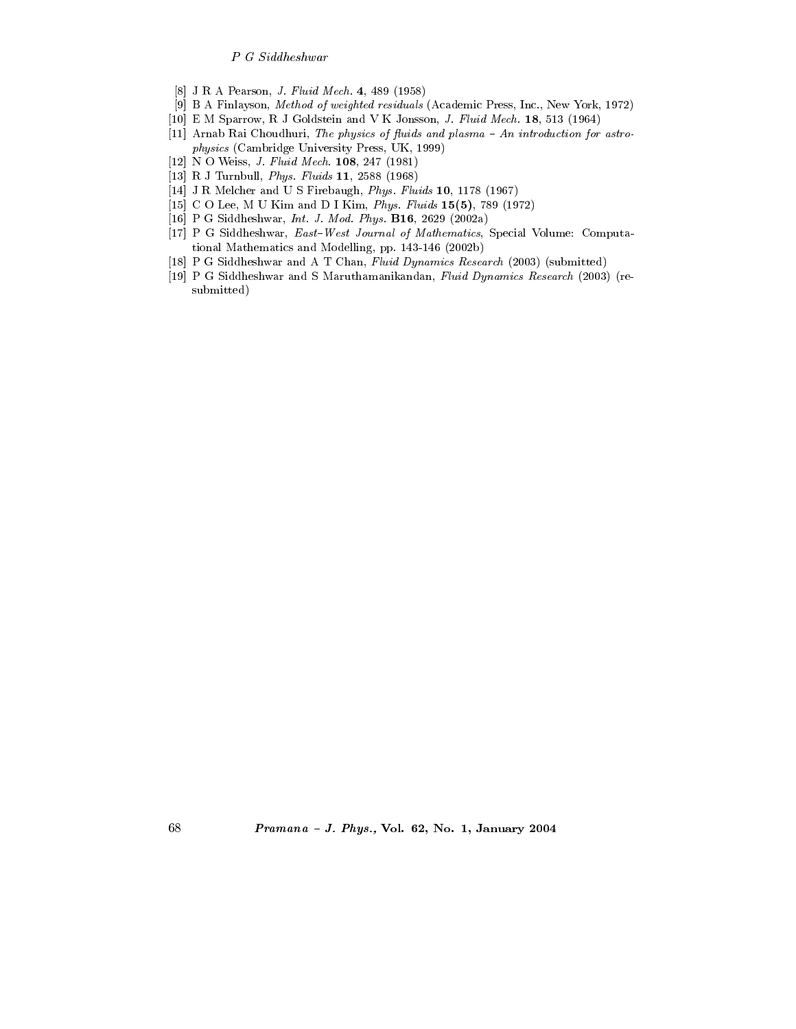[8] J R A Pearson, *J. Fluid Mech.* **4**, 489 (1958)

[9] B A Finlayson, *Method of weighted residuals* (Academic Press, Inc., New York, 1972)

[10] E M Sparrow, R J Goldstein and V K Jonsson, *J. Fluid Mech.* **18**, 513 (1964)

[11] Arnab Rai Choudhuri, *The physics of fluids and plasma – An introduction for astrophysics* (Cambridge University Press, UK, 1999)

[12] N O Weiss, *J. Fluid Mech.* **108**, 247 (1981)

[13] R J Turnbull, *Phys. Fluids* **11**, 2588 (1968)

[14] J R Melcher and U S Firebaugh, *Phys. Fluids* **10**, 1178 (1967)

[15] C O Lee, M U Kim and D I Kim, *Phys. Fluids* **15(5)**, 789 (1972)

[16] P G Siddheshwar, *Int. J. Mod. Phys.* **B16**, 2629 (2002a)

[17] P G Siddheshwar, *East–West Journal of Mathematics*, Special Volume: Computational Mathematics and Modelling, pp. 143-146 (2002b)

[18] P G Siddheshwar and A T Chan, *Fluid Dynamics Research* (2003) (submitted)

[19] P G Siddheshwar and S Maruthamanikandan, *Fluid Dynamics Research* (2003) (re-submitted)